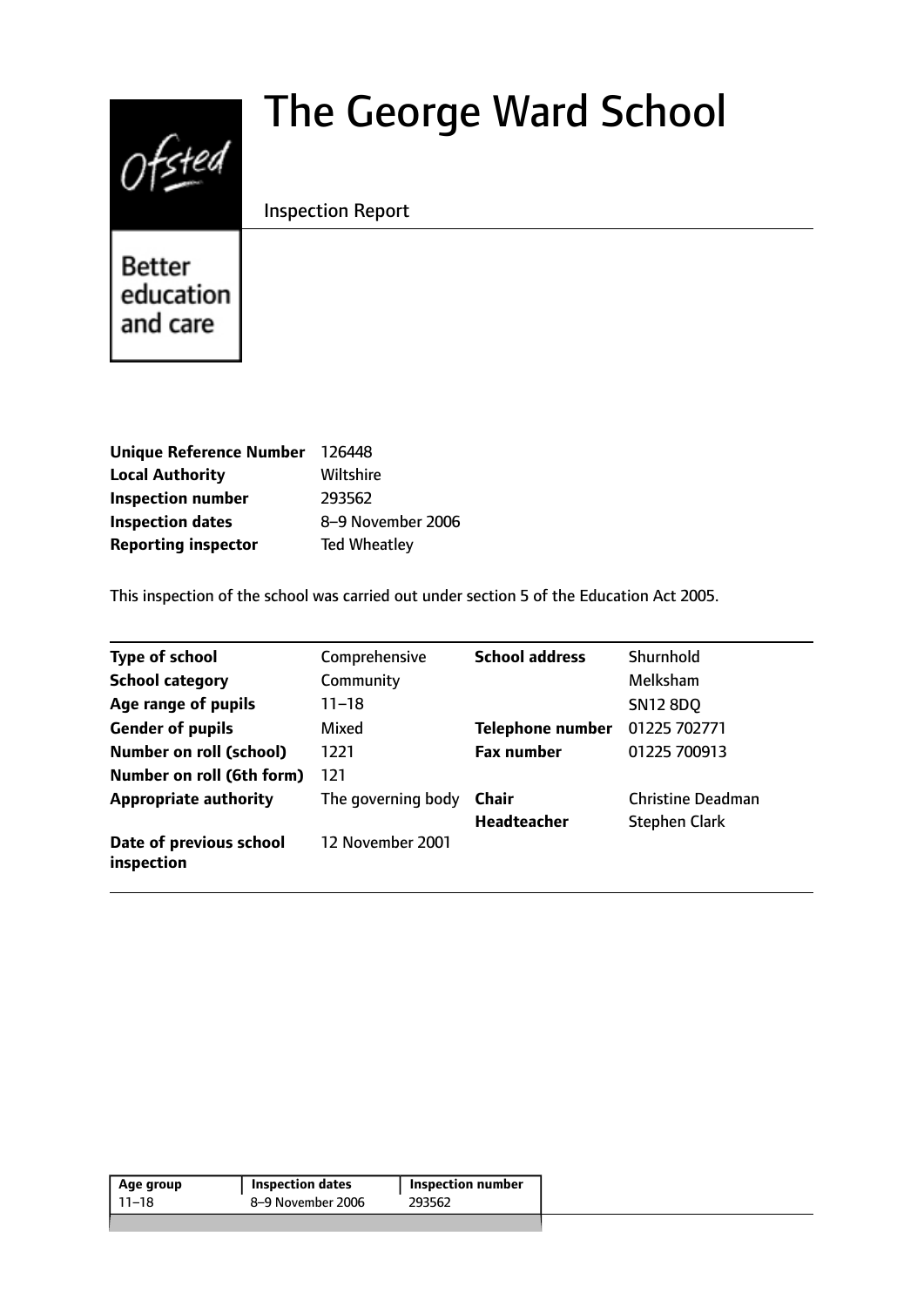# The George Ward School

Inspection Report

Better education and care

| | |
|---|---|
| **Unique Reference Number** | 126448 |
| **Local Authority** | Wiltshire |
| **Inspection number** | 293562 |
| **Inspection dates** | 8–9 November 2006 |
| **Reporting inspector** | Ted Wheatley |

This inspection of the school was carried out under section 5 of the Education Act 2005.

| | | | |
|---|---|---|---|
| **Type of school** | Comprehensive | **School address** | Shurnhold |
| **School category** | Community | | Melksham |
| **Age range of pupils** | 11–18 | | SN12 8DQ |
| **Gender of pupils** | Mixed | **Telephone number** | 01225 702771 |
| **Number on roll (school)** | 1221 | **Fax number** | 01225 700913 |
| **Number on roll (6th form)** | 121 | | |
| **Appropriate authority** | The governing body | **Chair** | Christine Deadman |
| | | **Headteacher** | Stephen Clark |
| **Date of previous school inspection** | 12 November 2001 | | |

| Age group | Inspection dates | Inspection number |
|---|---|---|
| 11–18 | 8–9 November 2006 | 293562 |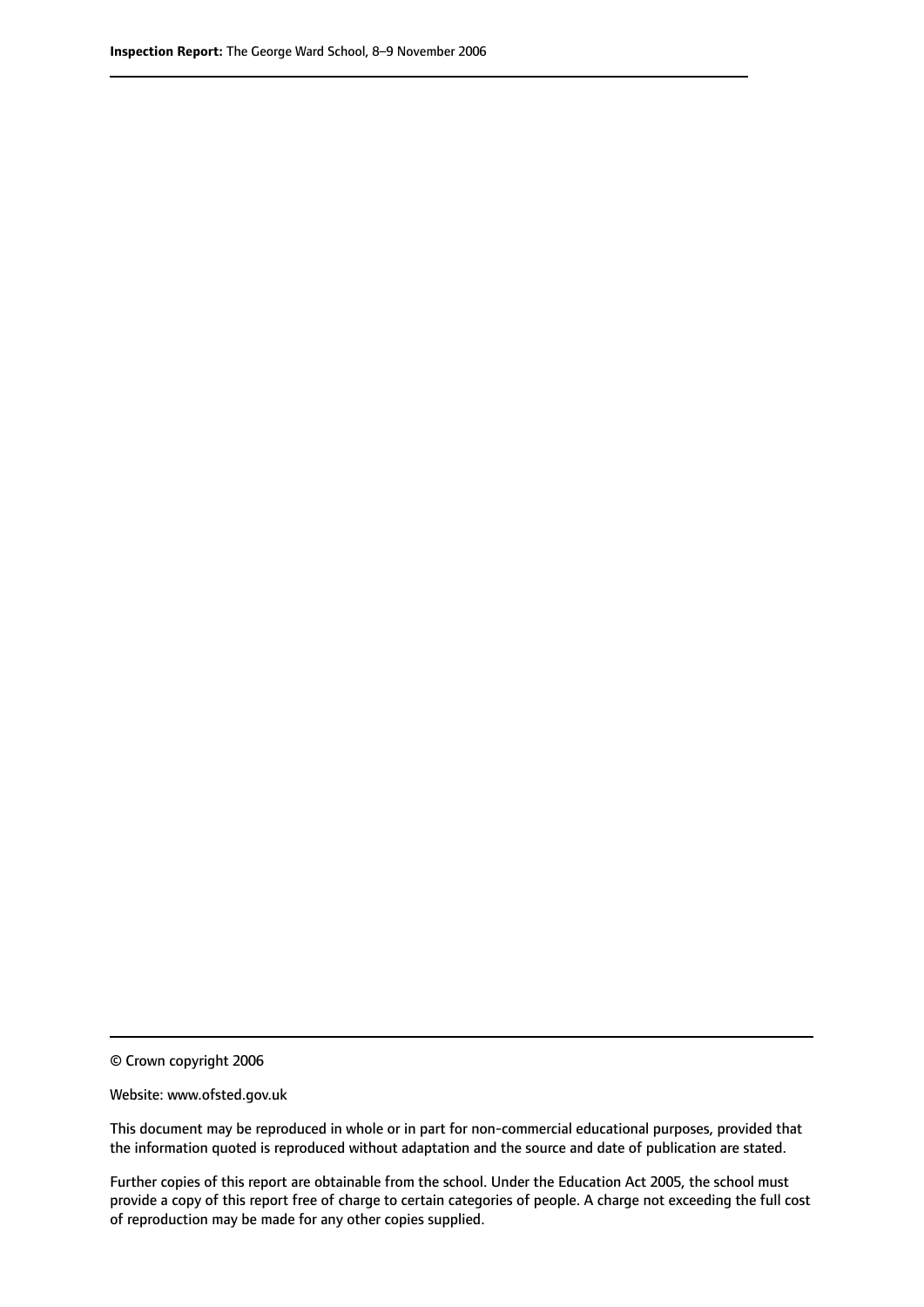© Crown copyright 2006

Website: www.ofsted.gov.uk

This document may be reproduced in whole or in part for non-commercial educational purposes, provided that the information quoted is reproduced without adaptation and the source and date of publication are stated.

Further copies of this report are obtainable from the school. Under the Education Act 2005, the school must provide a copy of this report free of charge to certain categories of people. A charge not exceeding the full cost of reproduction may be made for any other copies supplied.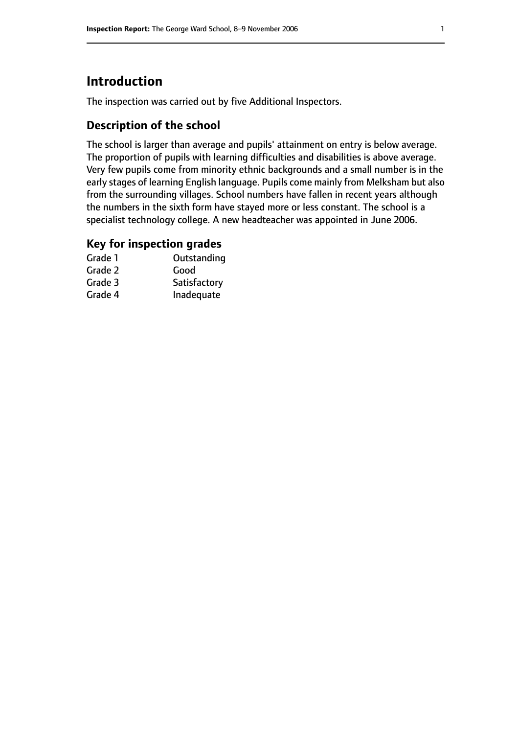# Introduction

The inspection was carried out by five Additional Inspectors.

## Description of the school

The school is larger than average and pupils' attainment on entry is below average. The proportion of pupils with learning difficulties and disabilities is above average. Very few pupils come from minority ethnic backgrounds and a small number is in the early stages of learning English language. Pupils come mainly from Melksham but also from the surrounding villages. School numbers have fallen in recent years although the numbers in the sixth form have stayed more or less constant. The school is a specialist technology college. A new headteacher was appointed in June 2006.

## Key for inspection grades

| | |
|---|---|
| Grade 1 | Outstanding |
| Grade 2 | Good |
| Grade 3 | Satisfactory |
| Grade 4 | Inadequate |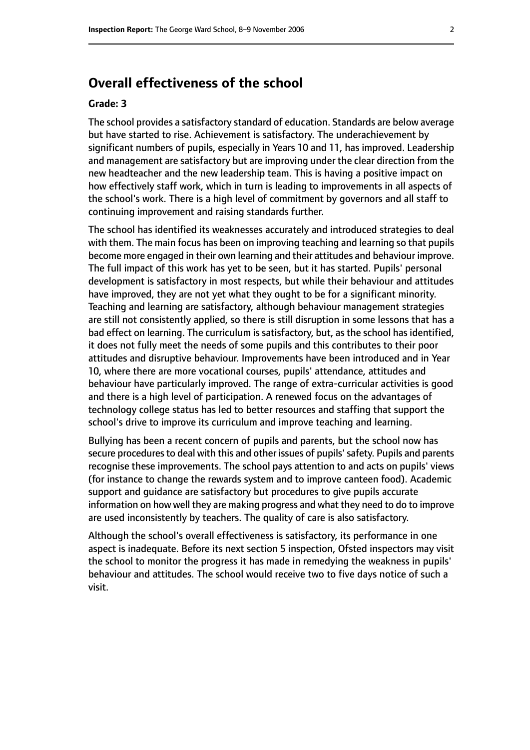## Overall effectiveness of the school

**Grade: 3**

The school provides a satisfactory standard of education. Standards are below average but have started to rise. Achievement is satisfactory. The underachievement by significant numbers of pupils, especially in Years 10 and 11, has improved. Leadership and management are satisfactory but are improving under the clear direction from the new headteacher and the new leadership team. This is having a positive impact on how effectively staff work, which in turn is leading to improvements in all aspects of the school's work. There is a high level of commitment by governors and all staff to continuing improvement and raising standards further.

The school has identified its weaknesses accurately and introduced strategies to deal with them. The main focus has been on improving teaching and learning so that pupils become more engaged in their own learning and their attitudes and behaviour improve. The full impact of this work has yet to be seen, but it has started. Pupils' personal development is satisfactory in most respects, but while their behaviour and attitudes have improved, they are not yet what they ought to be for a significant minority. Teaching and learning are satisfactory, although behaviour management strategies are still not consistently applied, so there is still disruption in some lessons that has a bad effect on learning. The curriculum is satisfactory, but, as the school has identified, it does not fully meet the needs of some pupils and this contributes to their poor attitudes and disruptive behaviour. Improvements have been introduced and in Year 10, where there are more vocational courses, pupils' attendance, attitudes and behaviour have particularly improved. The range of extra-curricular activities is good and there is a high level of participation. A renewed focus on the advantages of technology college status has led to better resources and staffing that support the school's drive to improve its curriculum and improve teaching and learning.

Bullying has been a recent concern of pupils and parents, but the school now has secure procedures to deal with this and other issues of pupils' safety. Pupils and parents recognise these improvements. The school pays attention to and acts on pupils' views (for instance to change the rewards system and to improve canteen food). Academic support and guidance are satisfactory but procedures to give pupils accurate information on how well they are making progress and what they need to do to improve are used inconsistently by teachers. The quality of care is also satisfactory.

Although the school's overall effectiveness is satisfactory, its performance in one aspect is inadequate. Before its next section 5 inspection, Ofsted inspectors may visit the school to monitor the progress it has made in remedying the weakness in pupils' behaviour and attitudes. The school would receive two to five days notice of such a visit.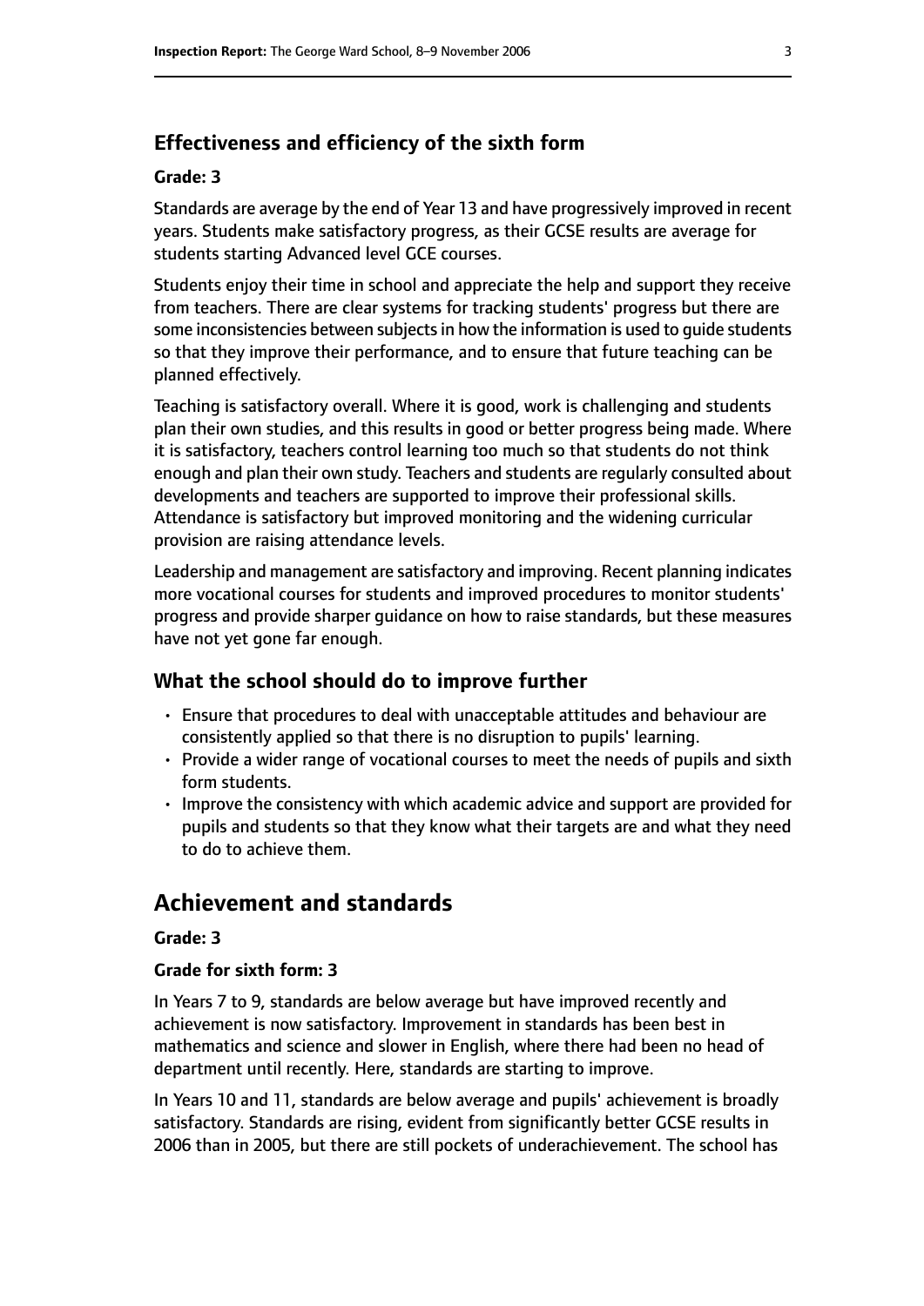### Effectiveness and efficiency of the sixth form

#### Grade: 3

Standards are average by the end of Year 13 and have progressively improved in recent years. Students make satisfactory progress, as their GCSE results are average for students starting Advanced level GCE courses.

Students enjoy their time in school and appreciate the help and support they receive from teachers. There are clear systems for tracking students' progress but there are some inconsistencies between subjects in how the information is used to guide students so that they improve their performance, and to ensure that future teaching can be planned effectively.

Teaching is satisfactory overall. Where it is good, work is challenging and students plan their own studies, and this results in good or better progress being made. Where it is satisfactory, teachers control learning too much so that students do not think enough and plan their own study. Teachers and students are regularly consulted about developments and teachers are supported to improve their professional skills. Attendance is satisfactory but improved monitoring and the widening curricular provision are raising attendance levels.

Leadership and management are satisfactory and improving. Recent planning indicates more vocational courses for students and improved procedures to monitor students' progress and provide sharper guidance on how to raise standards, but these measures have not yet gone far enough.

### What the school should do to improve further

- Ensure that procedures to deal with unacceptable attitudes and behaviour are consistently applied so that there is no disruption to pupils' learning.
- Provide a wider range of vocational courses to meet the needs of pupils and sixth form students.
- Improve the consistency with which academic advice and support are provided for pupils and students so that they know what their targets are and what they need to do to achieve them.

## Achievement and standards

#### Grade: 3

#### Grade for sixth form: 3

In Years 7 to 9, standards are below average but have improved recently and achievement is now satisfactory. Improvement in standards has been best in mathematics and science and slower in English, where there had been no head of department until recently. Here, standards are starting to improve.

In Years 10 and 11, standards are below average and pupils' achievement is broadly satisfactory. Standards are rising, evident from significantly better GCSE results in 2006 than in 2005, but there are still pockets of underachievement. The school has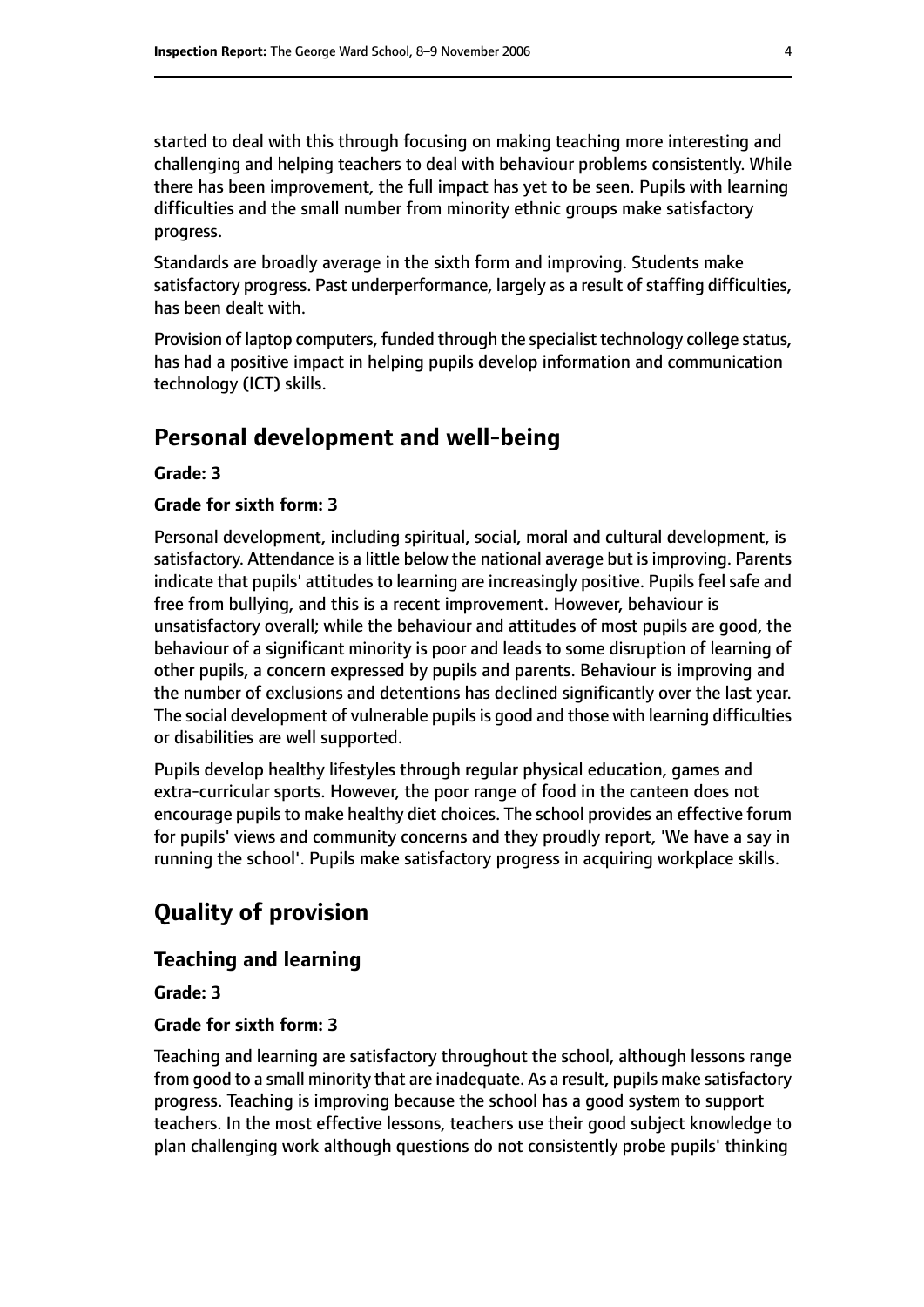started to deal with this through focusing on making teaching more interesting and challenging and helping teachers to deal with behaviour problems consistently. While there has been improvement, the full impact has yet to be seen. Pupils with learning difficulties and the small number from minority ethnic groups make satisfactory progress.

Standards are broadly average in the sixth form and improving. Students make satisfactory progress. Past underperformance, largely as a result of staffing difficulties, has been dealt with.

Provision of laptop computers, funded through the specialist technology college status, has had a positive impact in helping pupils develop information and communication technology (ICT) skills.

## Personal development and well-being

**Grade: 3**

**Grade for sixth form: 3**

Personal development, including spiritual, social, moral and cultural development, is satisfactory. Attendance is a little below the national average but is improving. Parents indicate that pupils' attitudes to learning are increasingly positive. Pupils feel safe and free from bullying, and this is a recent improvement. However, behaviour is unsatisfactory overall; while the behaviour and attitudes of most pupils are good, the behaviour of a significant minority is poor and leads to some disruption of learning of other pupils, a concern expressed by pupils and parents. Behaviour is improving and the number of exclusions and detentions has declined significantly over the last year. The social development of vulnerable pupils is good and those with learning difficulties or disabilities are well supported.

Pupils develop healthy lifestyles through regular physical education, games and extra-curricular sports. However, the poor range of food in the canteen does not encourage pupils to make healthy diet choices. The school provides an effective forum for pupils' views and community concerns and they proudly report, 'We have a say in running the school'. Pupils make satisfactory progress in acquiring workplace skills.

## Quality of provision

### Teaching and learning

**Grade: 3**

**Grade for sixth form: 3**

Teaching and learning are satisfactory throughout the school, although lessons range from good to a small minority that are inadequate. As a result, pupils make satisfactory progress. Teaching is improving because the school has a good system to support teachers. In the most effective lessons, teachers use their good subject knowledge to plan challenging work although questions do not consistently probe pupils' thinking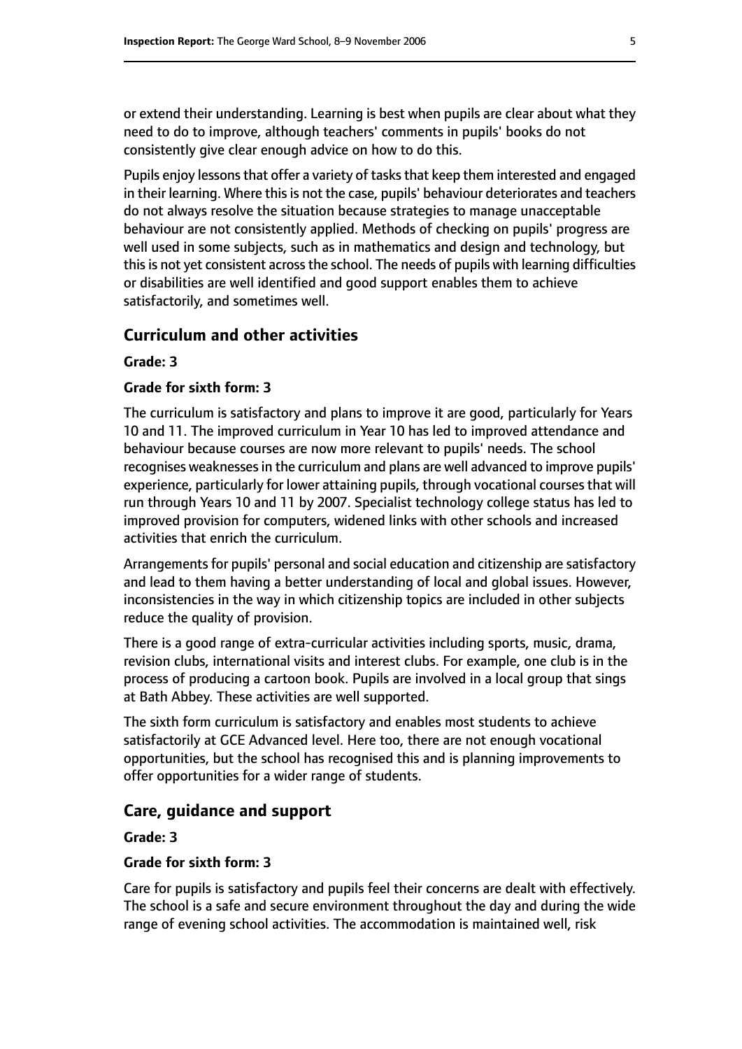or extend their understanding. Learning is best when pupils are clear about what they need to do to improve, although teachers' comments in pupils' books do not consistently give clear enough advice on how to do this.

Pupils enjoy lessons that offer a variety of tasks that keep them interested and engaged in their learning. Where this is not the case, pupils' behaviour deteriorates and teachers do not always resolve the situation because strategies to manage unacceptable behaviour are not consistently applied. Methods of checking on pupils' progress are well used in some subjects, such as in mathematics and design and technology, but this is not yet consistent across the school. The needs of pupils with learning difficulties or disabilities are well identified and good support enables them to achieve satisfactorily, and sometimes well.

## Curriculum and other activities

**Grade: 3**

**Grade for sixth form: 3**

The curriculum is satisfactory and plans to improve it are good, particularly for Years 10 and 11. The improved curriculum in Year 10 has led to improved attendance and behaviour because courses are now more relevant to pupils' needs. The school recognises weaknesses in the curriculum and plans are well advanced to improve pupils' experience, particularly for lower attaining pupils, through vocational courses that will run through Years 10 and 11 by 2007. Specialist technology college status has led to improved provision for computers, widened links with other schools and increased activities that enrich the curriculum.

Arrangements for pupils' personal and social education and citizenship are satisfactory and lead to them having a better understanding of local and global issues. However, inconsistencies in the way in which citizenship topics are included in other subjects reduce the quality of provision.

There is a good range of extra-curricular activities including sports, music, drama, revision clubs, international visits and interest clubs. For example, one club is in the process of producing a cartoon book. Pupils are involved in a local group that sings at Bath Abbey. These activities are well supported.

The sixth form curriculum is satisfactory and enables most students to achieve satisfactorily at GCE Advanced level. Here too, there are not enough vocational opportunities, but the school has recognised this and is planning improvements to offer opportunities for a wider range of students.

## Care, guidance and support

**Grade: 3**

**Grade for sixth form: 3**

Care for pupils is satisfactory and pupils feel their concerns are dealt with effectively. The school is a safe and secure environment throughout the day and during the wide range of evening school activities. The accommodation is maintained well, risk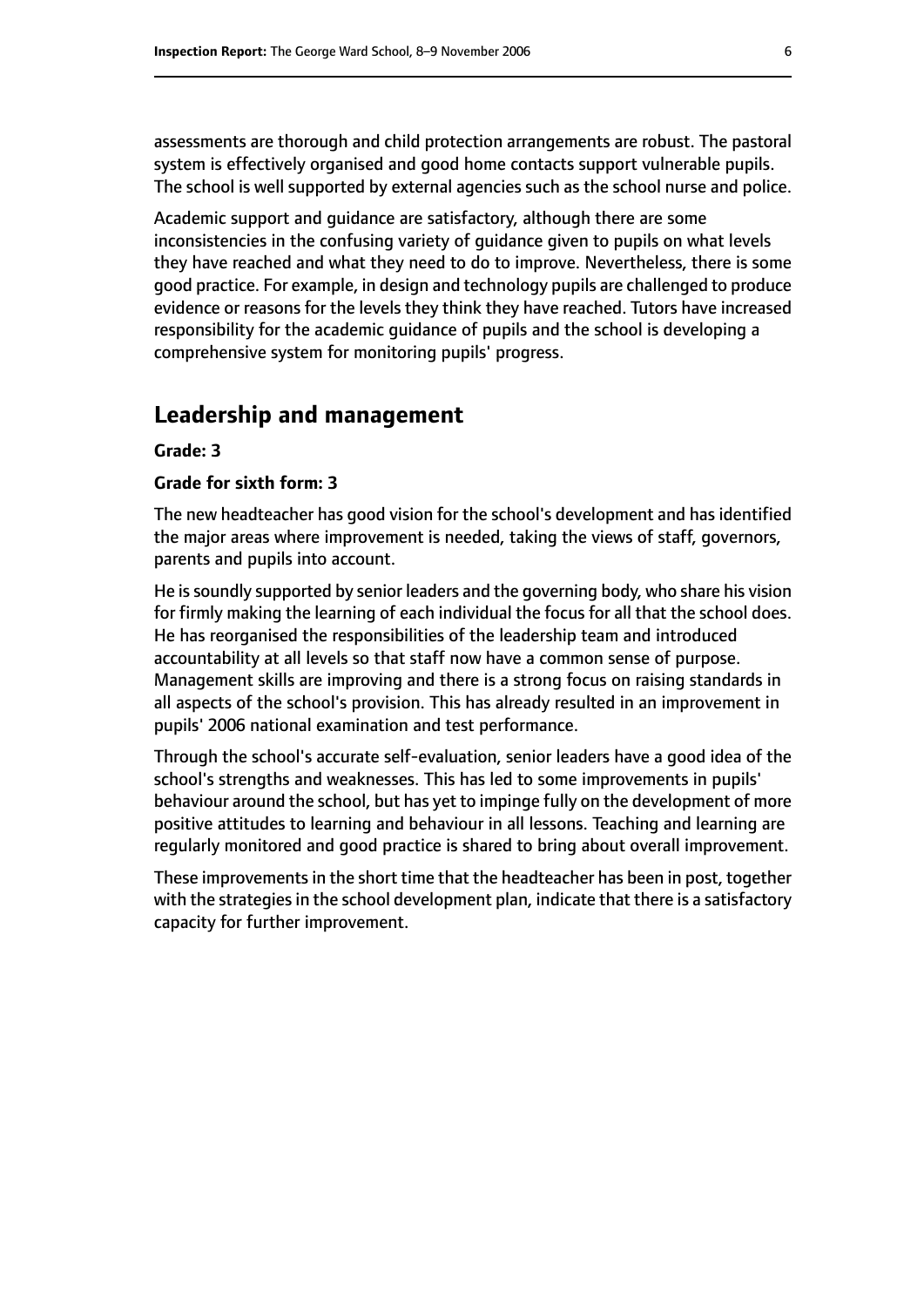assessments are thorough and child protection arrangements are robust. The pastoral system is effectively organised and good home contacts support vulnerable pupils. The school is well supported by external agencies such as the school nurse and police.

Academic support and guidance are satisfactory, although there are some inconsistencies in the confusing variety of guidance given to pupils on what levels they have reached and what they need to do to improve. Nevertheless, there is some good practice. For example, in design and technology pupils are challenged to produce evidence or reasons for the levels they think they have reached. Tutors have increased responsibility for the academic guidance of pupils and the school is developing a comprehensive system for monitoring pupils' progress.

## Leadership and management

**Grade: 3**

**Grade for sixth form: 3**

The new headteacher has good vision for the school's development and has identified the major areas where improvement is needed, taking the views of staff, governors, parents and pupils into account.

He is soundly supported by senior leaders and the governing body, who share his vision for firmly making the learning of each individual the focus for all that the school does. He has reorganised the responsibilities of the leadership team and introduced accountability at all levels so that staff now have a common sense of purpose. Management skills are improving and there is a strong focus on raising standards in all aspects of the school's provision. This has already resulted in an improvement in pupils' 2006 national examination and test performance.

Through the school's accurate self-evaluation, senior leaders have a good idea of the school's strengths and weaknesses. This has led to some improvements in pupils' behaviour around the school, but has yet to impinge fully on the development of more positive attitudes to learning and behaviour in all lessons. Teaching and learning are regularly monitored and good practice is shared to bring about overall improvement.

These improvements in the short time that the headteacher has been in post, together with the strategies in the school development plan, indicate that there is a satisfactory capacity for further improvement.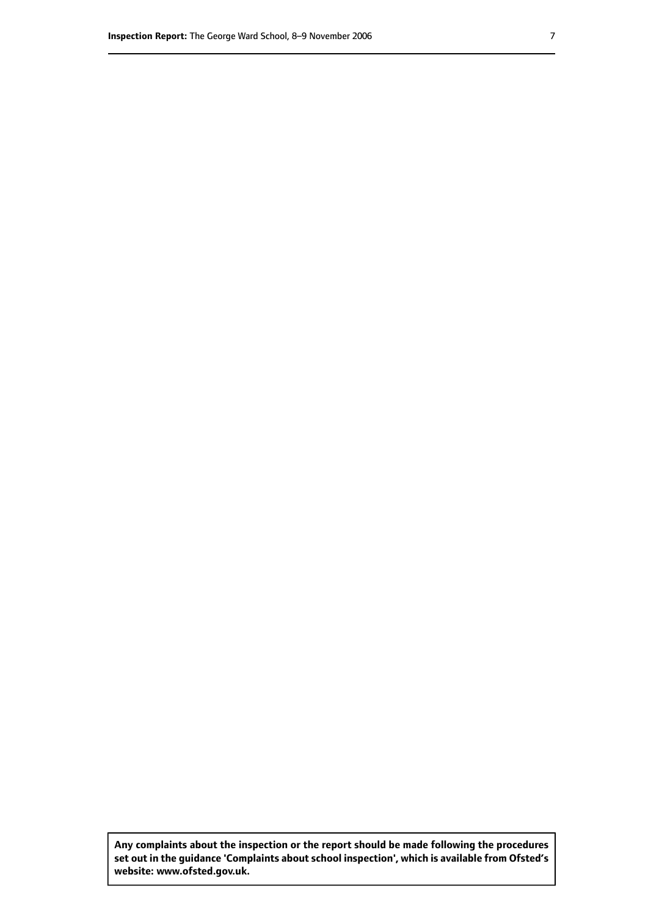**Any complaints about the inspection or the report should be made following the procedures set out in the guidance 'Complaints about school inspection', which is available from Ofsted's website: www.ofsted.gov.uk.**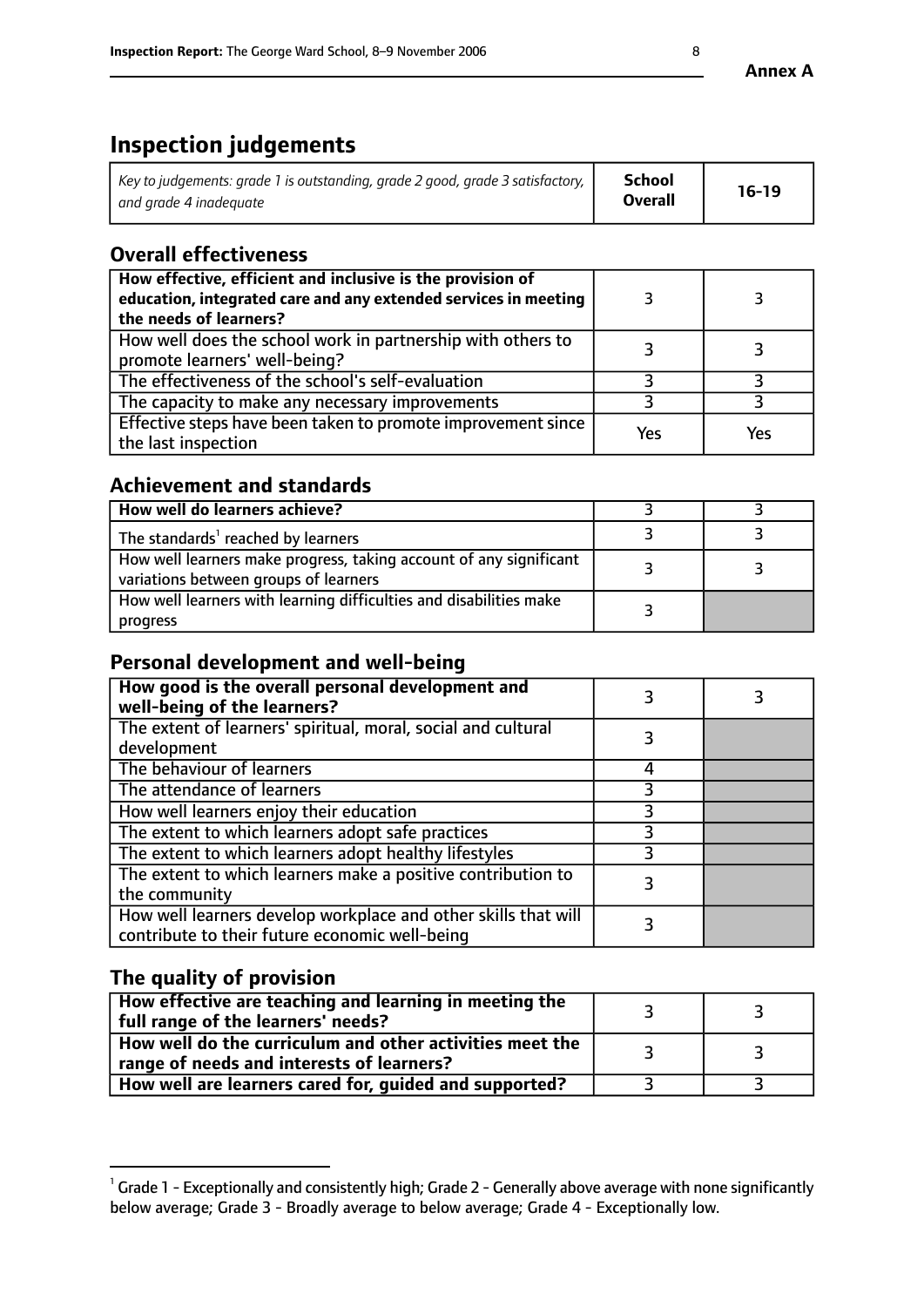**Annex A**

# Inspection judgements

| *Key to judgements: grade 1 is outstanding, grade 2 good, grade 3 satisfactory, and grade 4 inadequate* | **School Overall** | **16-19** |
|---|---|---|

## Overall effectiveness

| | | |
|---|---|---|
| **How effective, efficient and inclusive is the provision of education, integrated care and any extended services in meeting the needs of learners?** | 3 | 3 |
| How well does the school work in partnership with others to promote learners' well-being? | 3 | 3 |
| The effectiveness of the school's self-evaluation | 3 | 3 |
| The capacity to make any necessary improvements | 3 | 3 |
| Effective steps have been taken to promote improvement since the last inspection | Yes | Yes |

## Achievement and standards

| | | |
|---|---|---|
| **How well do learners achieve?** | 3 | 3 |
| The standards[1] reached by learners | 3 | 3 |
| How well learners make progress, taking account of any significant variations between groups of learners | 3 | 3 |
| How well learners with learning difficulties and disabilities make progress | 3 | |

## Personal development and well-being

| | | |
|---|---|---|
| **How good is the overall personal development and well-being of the learners?** | 3 | 3 |
| The extent of learners' spiritual, moral, social and cultural development | 3 | |
| The behaviour of learners | 4 | |
| The attendance of learners | 3 | |
| How well learners enjoy their education | 3 | |
| The extent to which learners adopt safe practices | 3 | |
| The extent to which learners adopt healthy lifestyles | 3 | |
| The extent to which learners make a positive contribution to the community | 3 | |
| How well learners develop workplace and other skills that will contribute to their future economic well-being | 3 | |

## The quality of provision

| | | |
|---|---|---|
| **How effective are teaching and learning in meeting the full range of the learners' needs?** | 3 | 3 |
| **How well do the curriculum and other activities meet the range of needs and interests of learners?** | 3 | 3 |
| **How well are learners cared for, guided and supported?** | 3 | 3 |

[1] Grade 1 - Exceptionally and consistently high; Grade 2 - Generally above average with none significantly below average; Grade 3 - Broadly average to below average; Grade 4 - Exceptionally low.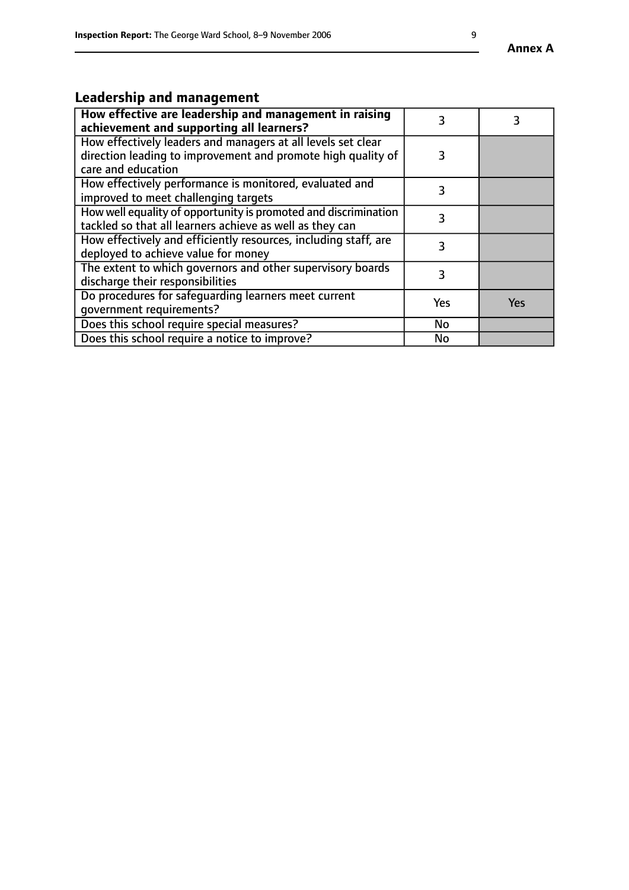## Leadership and management

| How effective are leadership and management in raising achievement and supporting all learners? | 3 | 3 |
|---|---|---|
| How effectively leaders and managers at all levels set clear direction leading to improvement and promote high quality of care and education | 3 | |
| How effectively performance is monitored, evaluated and improved to meet challenging targets | 3 | |
| How well equality of opportunity is promoted and discrimination tackled so that all learners achieve as well as they can | 3 | |
| How effectively and efficiently resources, including staff, are deployed to achieve value for money | 3 | |
| The extent to which governors and other supervisory boards discharge their responsibilities | 3 | |
| Do procedures for safeguarding learners meet current government requirements? | Yes | Yes |
| Does this school require special measures? | No | |
| Does this school require a notice to improve? | No | |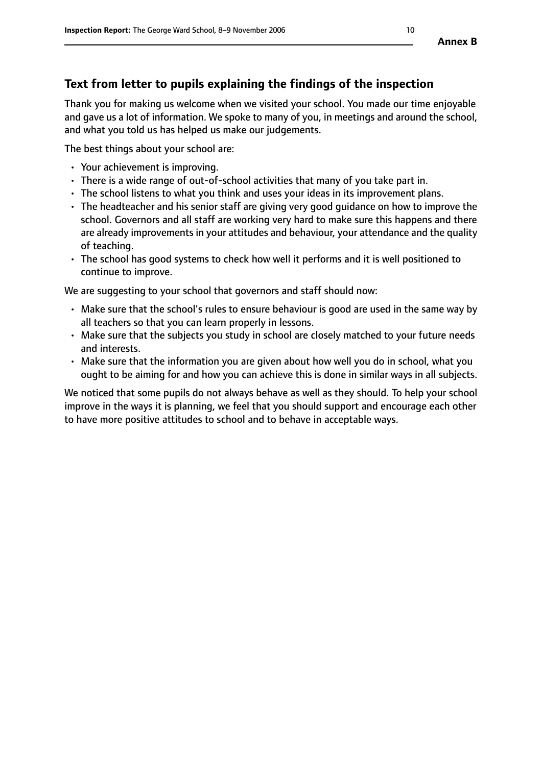## Text from letter to pupils explaining the findings of the inspection

Thank you for making us welcome when we visited your school. You made our time enjoyable and gave us a lot of information. We spoke to many of you, in meetings and around the school, and what you told us has helped us make our judgements.

The best things about your school are:

- Your achievement is improving.
- There is a wide range of out-of-school activities that many of you take part in.
- The school listens to what you think and uses your ideas in its improvement plans.
- The headteacher and his senior staff are giving very good guidance on how to improve the school. Governors and all staff are working very hard to make sure this happens and there are already improvements in your attitudes and behaviour, your attendance and the quality of teaching.
- The school has good systems to check how well it performs and it is well positioned to continue to improve.

We are suggesting to your school that governors and staff should now:

- Make sure that the school's rules to ensure behaviour is good are used in the same way by all teachers so that you can learn properly in lessons.
- Make sure that the subjects you study in school are closely matched to your future needs and interests.
- Make sure that the information you are given about how well you do in school, what you ought to be aiming for and how you can achieve this is done in similar ways in all subjects.

We noticed that some pupils do not always behave as well as they should. To help your school improve in the ways it is planning, we feel that you should support and encourage each other to have more positive attitudes to school and to behave in acceptable ways.